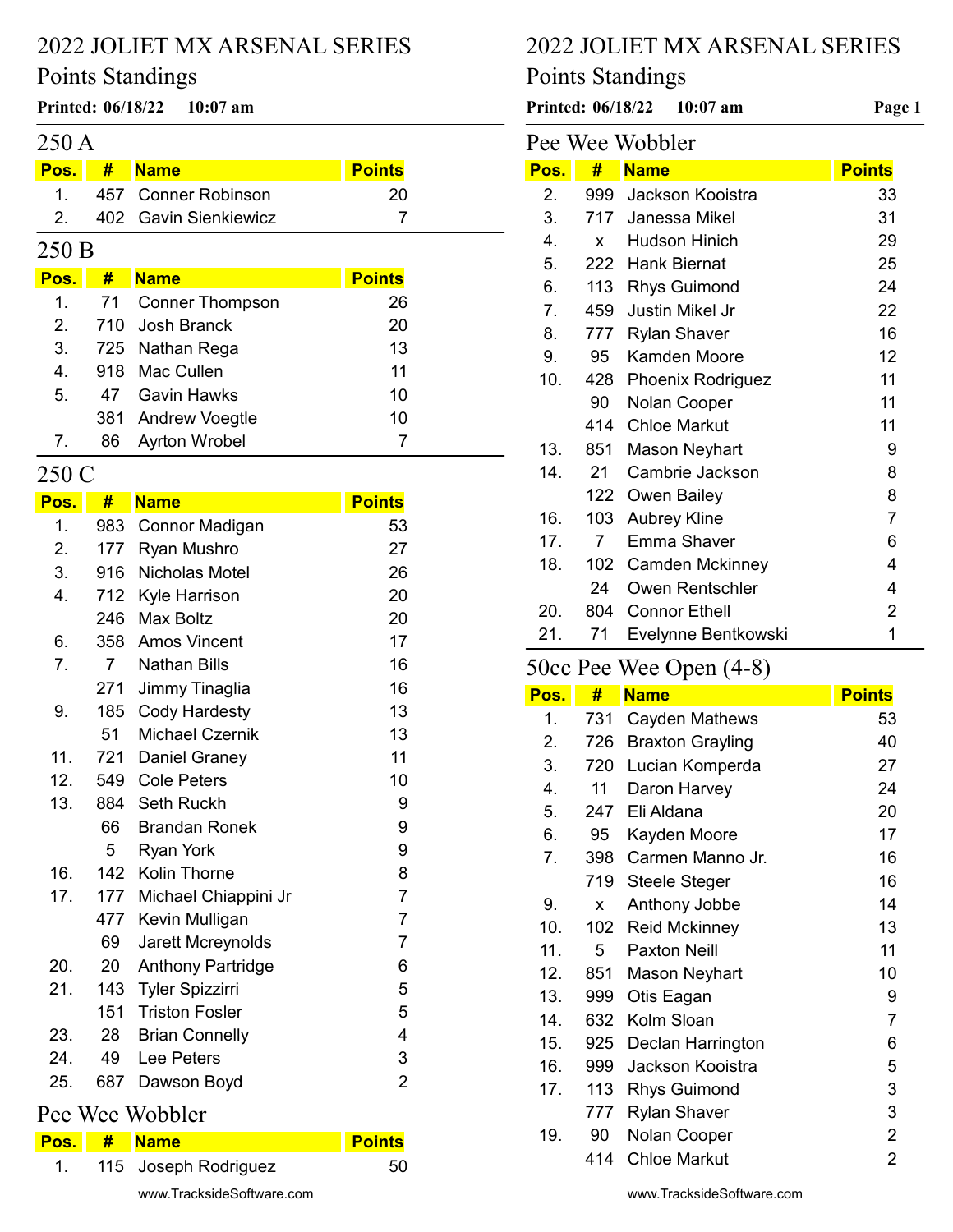# 2022 JOLIET MX ARSENAL SERIES

## Points Standings

**Printed: 06/18/22 10:07 am**

### 250 A

| Pos. | # | Name | Points |
|---|---|---|---|
| 1. | 457 | Conner Robinson | 20 |
| 2. | 402 | Gavin Sienkiewicz | 7 |

### 250 B

| Pos. | # | Name | Points |
|---|---|---|---|
| 1. | 71 | Conner Thompson | 26 |
| 2. | 710 | Josh Branck | 20 |
| 3. | 725 | Nathan Rega | 13 |
| 4. | 918 | Mac Cullen | 11 |
| 5. | 47 | Gavin Hawks | 10 |
| | 381 | Andrew Voegtle | 10 |
| 7. | 86 | Ayrton Wrobel | 7 |

### 250 C

| Pos. | # | Name | Points |
|---|---|---|---|
| 1. | 983 | Connor Madigan | 53 |
| 2. | 177 | Ryan Mushro | 27 |
| 3. | 916 | Nicholas Motel | 26 |
| 4. | 712 | Kyle Harrison | 20 |
| | 246 | Max Boltz | 20 |
| 6. | 358 | Amos Vincent | 17 |
| 7. | 7 | Nathan Bills | 16 |
| | 271 | Jimmy Tinaglia | 16 |
| 9. | 185 | Cody Hardesty | 13 |
| | 51 | Michael Czernik | 13 |
| 11. | 721 | Daniel Graney | 11 |
| 12. | 549 | Cole Peters | 10 |
| 13. | 884 | Seth Ruckh | 9 |
| | 66 | Brandan Ronek | 9 |
| | 5 | Ryan York | 9 |
| 16. | 142 | Kolin Thorne | 8 |
| 17. | 177 | Michael Chiappini Jr | 7 |
| | 477 | Kevin Mulligan | 7 |
| | 69 | Jarett Mcreynolds | 7 |
| 20. | 20 | Anthony Partridge | 6 |
| 21. | 143 | Tyler Spizzirri | 5 |
| | 151 | Triston Fosler | 5 |
| 23. | 28 | Brian Connelly | 4 |
| 24. | 49 | Lee Peters | 3 |
| 25. | 687 | Dawson Boyd | 2 |

### Pee Wee Wobbler

| Pos. | # | Name | Points |
|---|---|---|---|
| 1. | 115 | Joseph Rodriguez | 50 |
| 2. | 999 | Jackson Kooistra | 33 |
| 3. | 717 | Janessa Mikel | 31 |
| 4. | x | Hudson Hinich | 29 |
| 5. | 222 | Hank Biernat | 25 |
| 6. | 113 | Rhys Guimond | 24 |
| 7. | 459 | Justin Mikel Jr | 22 |
| 8. | 777 | Rylan Shaver | 16 |
| 9. | 95 | Kamden Moore | 12 |
| 10. | 428 | Phoenix Rodriguez | 11 |
| | 90 | Nolan Cooper | 11 |
| | 414 | Chloe Markut | 11 |
| 13. | 851 | Mason Neyhart | 9 |
| 14. | 21 | Cambrie Jackson | 8 |
| | 122 | Owen Bailey | 8 |
| 16. | 103 | Aubrey Kline | 7 |
| 17. | 7 | Emma Shaver | 6 |
| 18. | 102 | Camden Mckinney | 4 |
| | 24 | Owen Rentschler | 4 |
| 20. | 804 | Connor Ethell | 2 |
| 21. | 71 | Evelynne Bentkowski | 1 |

### 50cc Pee Wee Open (4-8)

| Pos. | # | Name | Points |
|---|---|---|---|
| 1. | 731 | Cayden Mathews | 53 |
| 2. | 726 | Braxton Grayling | 40 |
| 3. | 720 | Lucian Komperda | 27 |
| 4. | 11 | Daron Harvey | 24 |
| 5. | 247 | Eli Aldana | 20 |
| 6. | 95 | Kayden Moore | 17 |
| 7. | 398 | Carmen Manno Jr. | 16 |
| | 719 | Steele Steger | 16 |
| 9. | x | Anthony Jobbe | 14 |
| 10. | 102 | Reid Mckinney | 13 |
| 11. | 5 | Paxton Neill | 11 |
| 12. | 851 | Mason Neyhart | 10 |
| 13. | 999 | Otis Eagan | 9 |
| 14. | 632 | Kolm Sloan | 7 |
| 15. | 925 | Declan Harrington | 6 |
| 16. | 999 | Jackson Kooistra | 5 |
| 17. | 113 | Rhys Guimond | 3 |
| | 777 | Rylan Shaver | 3 |
| 19. | 90 | Nolan Cooper | 2 |
| | 414 | Chloe Markut | 2 |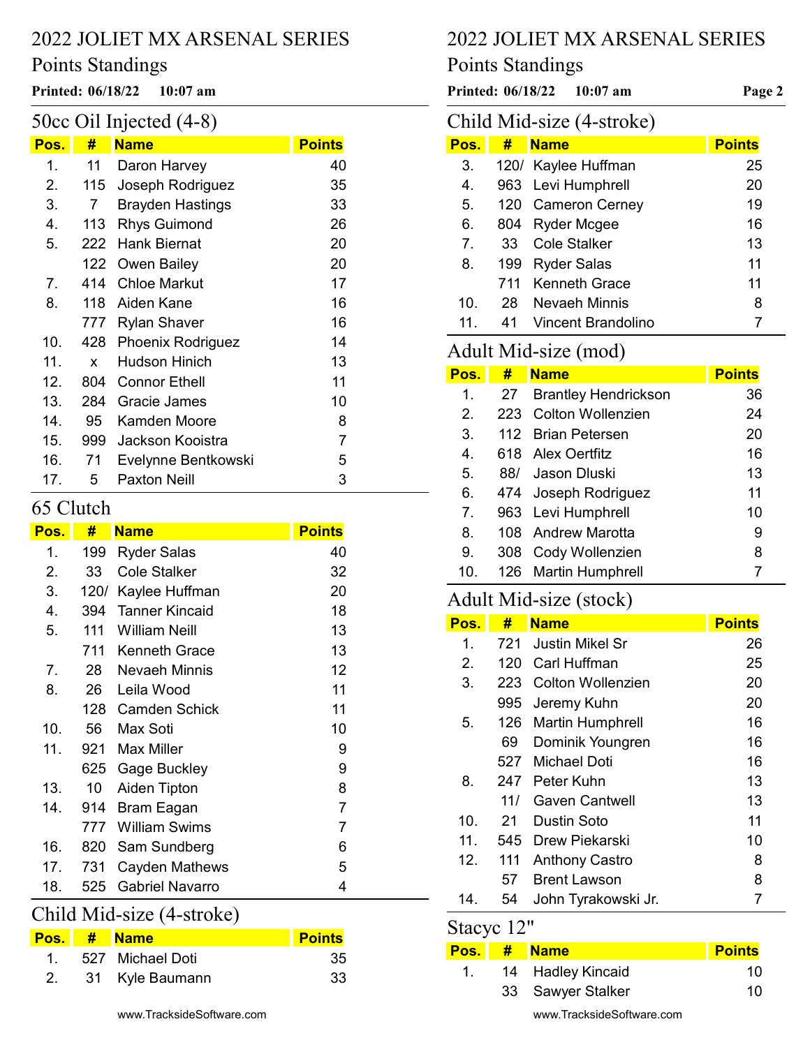# 2022 JOLIET MX ARSENAL SERIES

## Points Standings

**Printed: 06/18/22 10:07 am**

### 50cc Oil Injected (4-8)

| Pos. | # | Name | Points |
|---|---|---|---|
| 1. | 11 | Daron Harvey | 40 |
| 2. | 115 | Joseph Rodriguez | 35 |
| 3. | 7 | Brayden Hastings | 33 |
| 4. | 113 | Rhys Guimond | 26 |
| 5. | 222 | Hank Biernat | 20 |
| | 122 | Owen Bailey | 20 |
| 7. | 414 | Chloe Markut | 17 |
| 8. | 118 | Aiden Kane | 16 |
| | 777 | Rylan Shaver | 16 |
| 10. | 428 | Phoenix Rodriguez | 14 |
| 11. | x | Hudson Hinich | 13 |
| 12. | 804 | Connor Ethell | 11 |
| 13. | 284 | Gracie James | 10 |
| 14. | 95 | Kamden Moore | 8 |
| 15. | 999 | Jackson Kooistra | 7 |
| 16. | 71 | Evelynne Bentkowski | 5 |
| 17. | 5 | Paxton Neill | 3 |

### 65 Clutch

| Pos. | # | Name | Points |
|---|---|---|---|
| 1. | 199 | Ryder Salas | 40 |
| 2. | 33 | Cole Stalker | 32 |
| 3. | 120/ | Kaylee Huffman | 20 |
| 4. | 394 | Tanner Kincaid | 18 |
| 5. | 111 | William Neill | 13 |
| | 711 | Kenneth Grace | 13 |
| 7. | 28 | Nevaeh Minnis | 12 |
| 8. | 26 | Leila Wood | 11 |
| | 128 | Camden Schick | 11 |
| 10. | 56 | Max Soti | 10 |
| 11. | 921 | Max Miller | 9 |
| | 625 | Gage Buckley | 9 |
| 13. | 10 | Aiden Tipton | 8 |
| 14. | 914 | Bram Eagan | 7 |
| | 777 | William Swims | 7 |
| 16. | 820 | Sam Sundberg | 6 |
| 17. | 731 | Cayden Mathews | 5 |
| 18. | 525 | Gabriel Navarro | 4 |

### Child Mid-size (4-stroke)

| Pos. | # | Name | Points |
|---|---|---|---|
| 1. | 527 | Michael Doti | 35 |
| 2. | 31 | Kyle Baumann | 33 |
| 3. | 120/ | Kaylee Huffman | 25 |
| 4. | 963 | Levi Humphrell | 20 |
| 5. | 120 | Cameron Cerney | 19 |
| 6. | 804 | Ryder Mcgee | 16 |
| 7. | 33 | Cole Stalker | 13 |
| 8. | 199 | Ryder Salas | 11 |
| | 711 | Kenneth Grace | 11 |
| 10. | 28 | Nevaeh Minnis | 8 |
| 11. | 41 | Vincent Brandolino | 7 |

### Adult Mid-size (mod)

| Pos. | # | Name | Points |
|---|---|---|---|
| 1. | 27 | Brantley Hendrickson | 36 |
| 2. | 223 | Colton Wollenzien | 24 |
| 3. | 112 | Brian Petersen | 20 |
| 4. | 618 | Alex Oertfitz | 16 |
| 5. | 88/ | Jason Dluski | 13 |
| 6. | 474 | Joseph Rodriguez | 11 |
| 7. | 963 | Levi Humphrell | 10 |
| 8. | 108 | Andrew Marotta | 9 |
| 9. | 308 | Cody Wollenzien | 8 |
| 10. | 126 | Martin Humphrell | 7 |

### Adult Mid-size (stock)

| Pos. | # | Name | Points |
|---|---|---|---|
| 1. | 721 | Justin Mikel Sr | 26 |
| 2. | 120 | Carl Huffman | 25 |
| 3. | 223 | Colton Wollenzien | 20 |
| | 995 | Jeremy Kuhn | 20 |
| 5. | 126 | Martin Humphrell | 16 |
| | 69 | Dominik Youngren | 16 |
| | 527 | Michael Doti | 16 |
| 8. | 247 | Peter Kuhn | 13 |
| | 11/ | Gaven Cantwell | 13 |
| 10. | 21 | Dustin Soto | 11 |
| 11. | 545 | Drew Piekarski | 10 |
| 12. | 111 | Anthony Castro | 8 |
| | 57 | Brent Lawson | 8 |
| 14. | 54 | John Tyrakowski Jr. | 7 |

### Stacyc 12"

| Pos. | # | Name | Points |
|---|---|---|---|
| 1. | 14 | Hadley Kincaid | 10 |
| | 33 | Sawyer Stalker | 10 |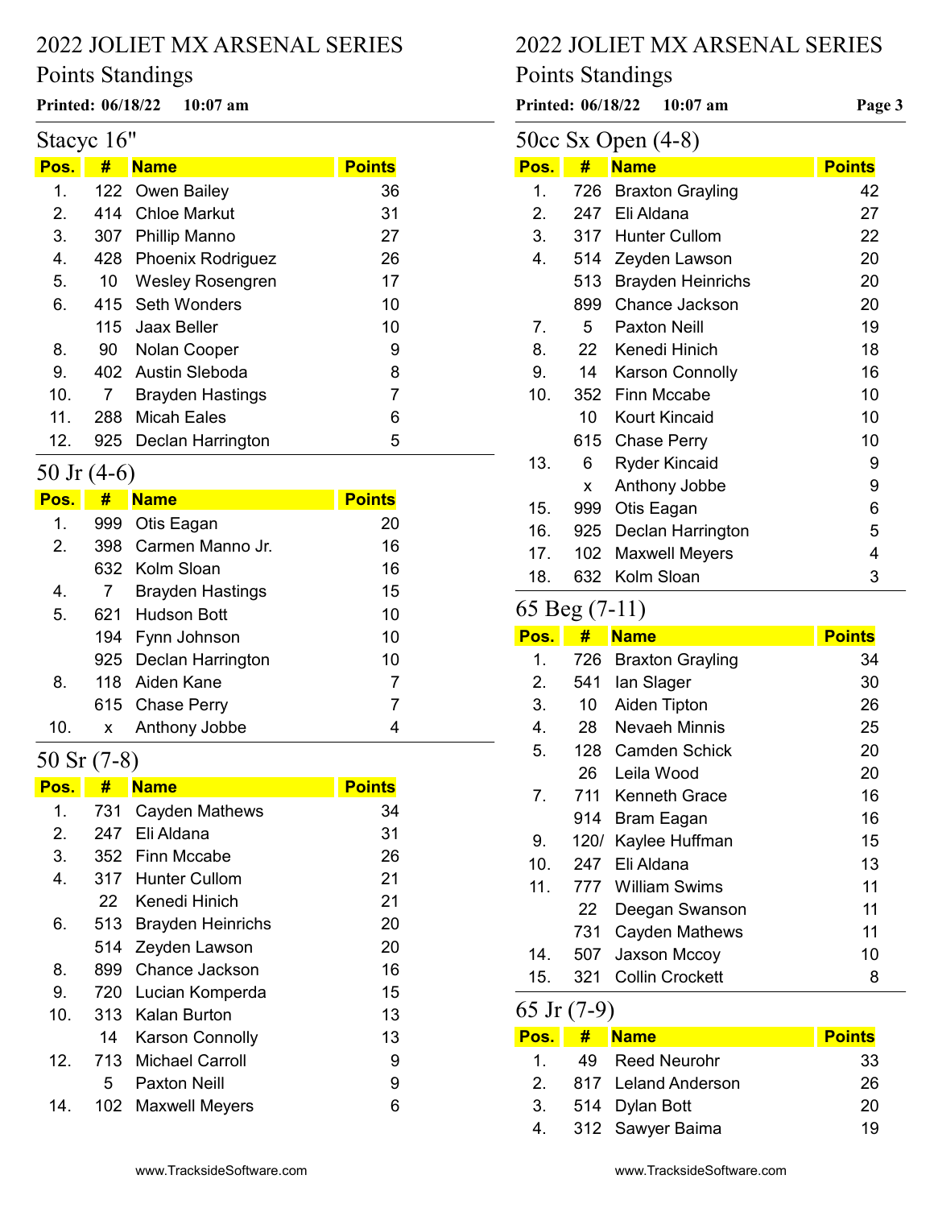# 2022 JOLIET MX ARSENAL SERIES

## Points Standings

**Printed: 06/18/22 10:07 am**

### Stacyc 16"

| Pos. | # | Name | Points |
|---|---|---|---|
| 1. | 122 | Owen Bailey | 36 |
| 2. | 414 | Chloe Markut | 31 |
| 3. | 307 | Phillip Manno | 27 |
| 4. | 428 | Phoenix Rodriguez | 26 |
| 5. | 10 | Wesley Rosengren | 17 |
| 6. | 415 | Seth Wonders | 10 |
| | 115 | Jaax Beller | 10 |
| 8. | 90 | Nolan Cooper | 9 |
| 9. | 402 | Austin Sleboda | 8 |
| 10. | 7 | Brayden Hastings | 7 |
| 11. | 288 | Micah Eales | 6 |
| 12. | 925 | Declan Harrington | 5 |

### 50 Jr (4-6)

| Pos. | # | Name | Points |
|---|---|---|---|
| 1. | 999 | Otis Eagan | 20 |
| 2. | 398 | Carmen Manno Jr. | 16 |
| | 632 | Kolm Sloan | 16 |
| 4. | 7 | Brayden Hastings | 15 |
| 5. | 621 | Hudson Bott | 10 |
| | 194 | Fynn Johnson | 10 |
| | 925 | Declan Harrington | 10 |
| 8. | 118 | Aiden Kane | 7 |
| | 615 | Chase Perry | 7 |
| 10. | x | Anthony Jobbe | 4 |

### 50 Sr (7-8)

| Pos. | # | Name | Points |
|---|---|---|---|
| 1. | 731 | Cayden Mathews | 34 |
| 2. | 247 | Eli Aldana | 31 |
| 3. | 352 | Finn Mccabe | 26 |
| 4. | 317 | Hunter Cullom | 21 |
| | 22 | Kenedi Hinich | 21 |
| 6. | 513 | Brayden Heinrichs | 20 |
| | 514 | Zeyden Lawson | 20 |
| 8. | 899 | Chance Jackson | 16 |
| 9. | 720 | Lucian Komperda | 15 |
| 10. | 313 | Kalan Burton | 13 |
| | 14 | Karson Connolly | 13 |
| 12. | 713 | Michael Carroll | 9 |
| | 5 | Paxton Neill | 9 |
| 14. | 102 | Maxwell Meyers | 6 |

### 50cc Sx Open (4-8)

| Pos. | # | Name | Points |
|---|---|---|---|
| 1. | 726 | Braxton Grayling | 42 |
| 2. | 247 | Eli Aldana | 27 |
| 3. | 317 | Hunter Cullom | 22 |
| 4. | 514 | Zeyden Lawson | 20 |
| | 513 | Brayden Heinrichs | 20 |
| | 899 | Chance Jackson | 20 |
| 7. | 5 | Paxton Neill | 19 |
| 8. | 22 | Kenedi Hinich | 18 |
| 9. | 14 | Karson Connolly | 16 |
| 10. | 352 | Finn Mccabe | 10 |
| | 10 | Kourt Kincaid | 10 |
| | 615 | Chase Perry | 10 |
| 13. | 6 | Ryder Kincaid | 9 |
| | x | Anthony Jobbe | 9 |
| 15. | 999 | Otis Eagan | 6 |
| 16. | 925 | Declan Harrington | 5 |
| 17. | 102 | Maxwell Meyers | 4 |
| 18. | 632 | Kolm Sloan | 3 |

### 65 Beg (7-11)

| Pos. | # | Name | Points |
|---|---|---|---|
| 1. | 726 | Braxton Grayling | 34 |
| 2. | 541 | Ian Slager | 30 |
| 3. | 10 | Aiden Tipton | 26 |
| 4. | 28 | Nevaeh Minnis | 25 |
| 5. | 128 | Camden Schick | 20 |
| | 26 | Leila Wood | 20 |
| 7. | 711 | Kenneth Grace | 16 |
| | 914 | Bram Eagan | 16 |
| 9. | 120/ | Kaylee Huffman | 15 |
| 10. | 247 | Eli Aldana | 13 |
| 11. | 777 | William Swims | 11 |
| | 22 | Deegan Swanson | 11 |
| | 731 | Cayden Mathews | 11 |
| 14. | 507 | Jaxson Mccoy | 10 |
| 15. | 321 | Collin Crockett | 8 |

### 65 Jr (7-9)

| Pos. | # | Name | Points |
|---|---|---|---|
| 1. | 49 | Reed Neurohr | 33 |
| 2. | 817 | Leland Anderson | 26 |
| 3. | 514 | Dylan Bott | 20 |
| 4. | 312 | Sawyer Baima | 19 |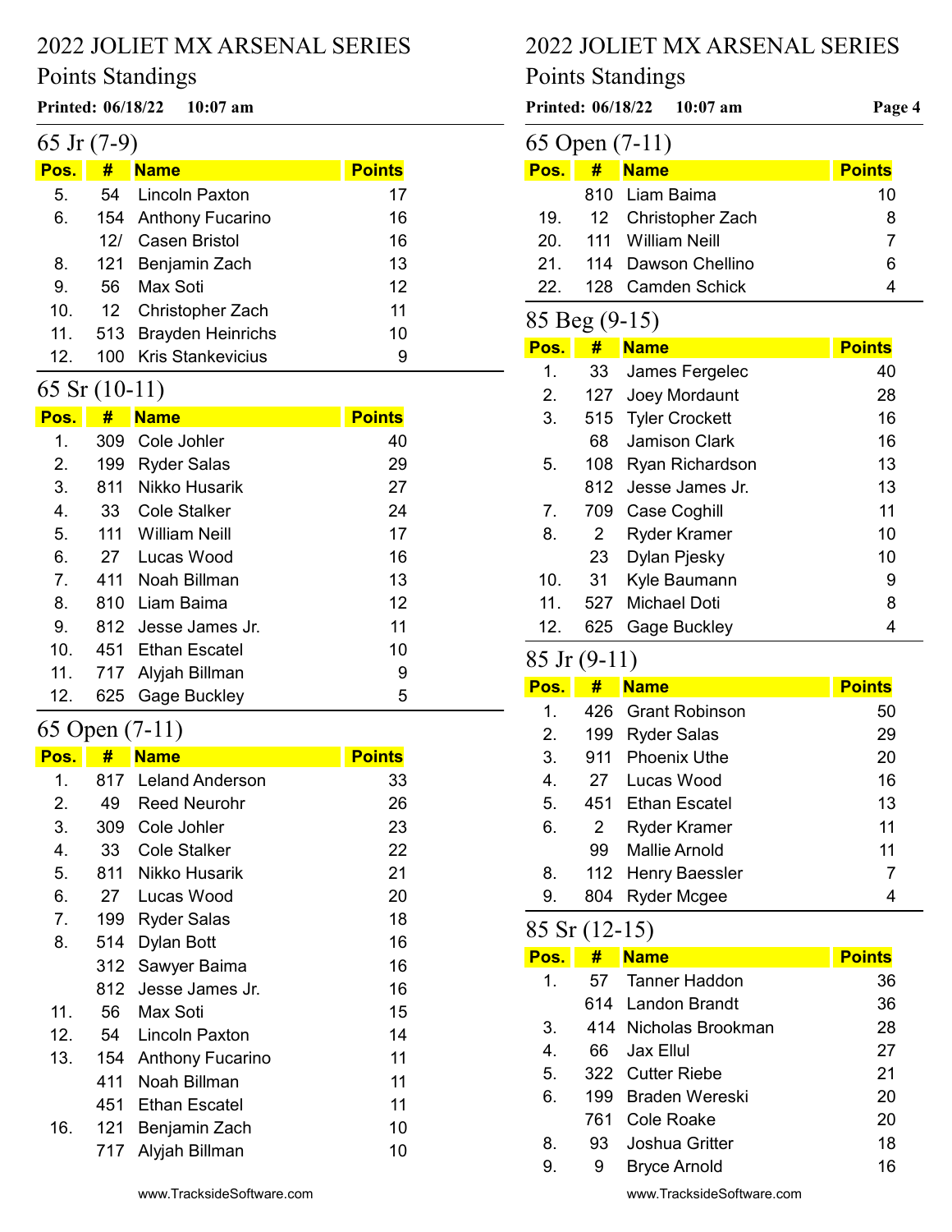# 2022 JOLIET MX ARSENAL SERIES

Points Standings

**Printed: 06/18/22 10:07 am**

## 65 Jr (7-9)

| Pos. | # | Name | Points |
|---|---|---|---|
| 5. | 54 | Lincoln Paxton | 17 |
| 6. | 154 | Anthony Fucarino | 16 |
| | 12/ | Casen Bristol | 16 |
| 8. | 121 | Benjamin Zach | 13 |
| 9. | 56 | Max Soti | 12 |
| 10. | 12 | Christopher Zach | 11 |
| 11. | 513 | Brayden Heinrichs | 10 |
| 12. | 100 | Kris Stankevicius | 9 |

## 65 Sr (10-11)

| Pos. | # | Name | Points |
|---|---|---|---|
| 1. | 309 | Cole Johler | 40 |
| 2. | 199 | Ryder Salas | 29 |
| 3. | 811 | Nikko Husarik | 27 |
| 4. | 33 | Cole Stalker | 24 |
| 5. | 111 | William Neill | 17 |
| 6. | 27 | Lucas Wood | 16 |
| 7. | 411 | Noah Billman | 13 |
| 8. | 810 | Liam Baima | 12 |
| 9. | 812 | Jesse James Jr. | 11 |
| 10. | 451 | Ethan Escatel | 10 |
| 11. | 717 | Alyjah Billman | 9 |
| 12. | 625 | Gage Buckley | 5 |

## 65 Open (7-11)

| Pos. | # | Name | Points |
|---|---|---|---|
| 1. | 817 | Leland Anderson | 33 |
| 2. | 49 | Reed Neurohr | 26 |
| 3. | 309 | Cole Johler | 23 |
| 4. | 33 | Cole Stalker | 22 |
| 5. | 811 | Nikko Husarik | 21 |
| 6. | 27 | Lucas Wood | 20 |
| 7. | 199 | Ryder Salas | 18 |
| 8. | 514 | Dylan Bott | 16 |
| | 312 | Sawyer Baima | 16 |
| | 812 | Jesse James Jr. | 16 |
| 11. | 56 | Max Soti | 15 |
| 12. | 54 | Lincoln Paxton | 14 |
| 13. | 154 | Anthony Fucarino | 11 |
| | 411 | Noah Billman | 11 |
| | 451 | Ethan Escatel | 11 |
| 16. | 121 | Benjamin Zach | 10 |
| | 717 | Alyjah Billman | 10 |
| | 810 | Liam Baima | 10 |
| 19. | 12 | Christopher Zach | 8 |
| 20. | 111 | William Neill | 7 |
| 21. | 114 | Dawson Chellino | 6 |
| 22. | 128 | Camden Schick | 4 |

## 85 Beg (9-15)

| Pos. | # | Name | Points |
|---|---|---|---|
| 1. | 33 | James Fergelec | 40 |
| 2. | 127 | Joey Mordaunt | 28 |
| 3. | 515 | Tyler Crockett | 16 |
| | 68 | Jamison Clark | 16 |
| 5. | 108 | Ryan Richardson | 13 |
| | 812 | Jesse James Jr. | 13 |
| 7. | 709 | Case Coghill | 11 |
| 8. | 2 | Ryder Kramer | 10 |
| | 23 | Dylan Pjesky | 10 |
| 10. | 31 | Kyle Baumann | 9 |
| 11. | 527 | Michael Doti | 8 |
| 12. | 625 | Gage Buckley | 4 |

## 85 Jr (9-11)

| Pos. | # | Name | Points |
|---|---|---|---|
| 1. | 426 | Grant Robinson | 50 |
| 2. | 199 | Ryder Salas | 29 |
| 3. | 911 | Phoenix Uthe | 20 |
| 4. | 27 | Lucas Wood | 16 |
| 5. | 451 | Ethan Escatel | 13 |
| 6. | 2 | Ryder Kramer | 11 |
| | 99 | Mallie Arnold | 11 |
| 8. | 112 | Henry Baessler | 7 |
| 9. | 804 | Ryder Mcgee | 4 |

## 85 Sr (12-15)

| Pos. | # | Name | Points |
|---|---|---|---|
| 1. | 57 | Tanner Haddon | 36 |
| | 614 | Landon Brandt | 36 |
| 3. | 414 | Nicholas Brookman | 28 |
| 4. | 66 | Jax Ellul | 27 |
| 5. | 322 | Cutter Riebe | 21 |
| 6. | 199 | Braden Wereski | 20 |
| | 761 | Cole Roake | 20 |
| 8. | 93 | Joshua Gritter | 18 |
| 9. | 9 | Bryce Arnold | 16 |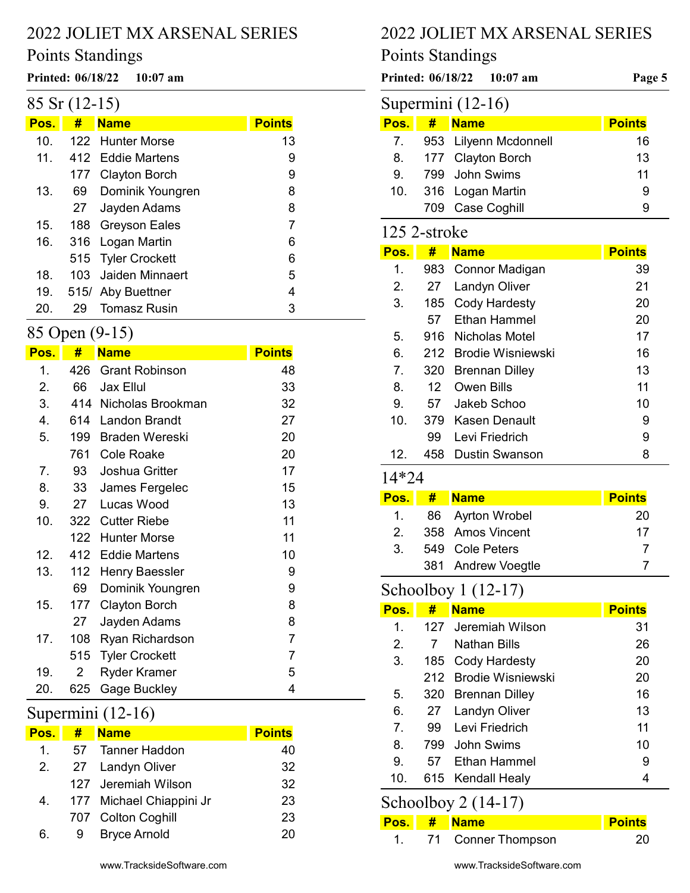# 2022 JOLIET MX ARSENAL SERIES

## Points Standings

**Printed: 06/18/22 10:07 am**

### 85 Sr (12-15)

| Pos. | # | Name | Points |
|---|---|---|---|
| 10. | 122 | Hunter Morse | 13 |
| 11. | 412 | Eddie Martens | 9 |
| | 177 | Clayton Borch | 9 |
| 13. | 69 | Dominik Youngren | 8 |
| | 27 | Jayden Adams | 8 |
| 15. | 188 | Greyson Eales | 7 |
| 16. | 316 | Logan Martin | 6 |
| | 515 | Tyler Crockett | 6 |
| 18. | 103 | Jaiden Minnaert | 5 |
| 19. | 515/ | Aby Buettner | 4 |
| 20. | 29 | Tomasz Rusin | 3 |

### 85 Open (9-15)

| Pos. | # | Name | Points |
|---|---|---|---|
| 1. | 426 | Grant Robinson | 48 |
| 2. | 66 | Jax Ellul | 33 |
| 3. | 414 | Nicholas Brookman | 32 |
| 4. | 614 | Landon Brandt | 27 |
| 5. | 199 | Braden Wereski | 20 |
| | 761 | Cole Roake | 20 |
| 7. | 93 | Joshua Gritter | 17 |
| 8. | 33 | James Fergelec | 15 |
| 9. | 27 | Lucas Wood | 13 |
| 10. | 322 | Cutter Riebe | 11 |
| | 122 | Hunter Morse | 11 |
| 12. | 412 | Eddie Martens | 10 |
| 13. | 112 | Henry Baessler | 9 |
| | 69 | Dominik Youngren | 9 |
| 15. | 177 | Clayton Borch | 8 |
| | 27 | Jayden Adams | 8 |
| 17. | 108 | Ryan Richardson | 7 |
| | 515 | Tyler Crockett | 7 |
| 19. | 2 | Ryder Kramer | 5 |
| 20. | 625 | Gage Buckley | 4 |

### Supermini (12-16)

| Pos. | # | Name | Points |
|---|---|---|---|
| 1. | 57 | Tanner Haddon | 40 |
| 2. | 27 | Landyn Oliver | 32 |
| | 127 | Jeremiah Wilson | 32 |
| 4. | 177 | Michael Chiappini Jr | 23 |
| | 707 | Colton Coghill | 23 |
| 6. | 9 | Bryce Arnold | 20 |
| 7. | 953 | Lilyenn Mcdonnell | 16 |
| 8. | 177 | Clayton Borch | 13 |
| 9. | 799 | John Swims | 11 |
| 10. | 316 | Logan Martin | 9 |
| | 709 | Case Coghill | 9 |

### 125 2-stroke

| Pos. | # | Name | Points |
|---|---|---|---|
| 1. | 983 | Connor Madigan | 39 |
| 2. | 27 | Landyn Oliver | 21 |
| 3. | 185 | Cody Hardesty | 20 |
| | 57 | Ethan Hammel | 20 |
| 5. | 916 | Nicholas Motel | 17 |
| 6. | 212 | Brodie Wisniewski | 16 |
| 7. | 320 | Brennan Dilley | 13 |
| 8. | 12 | Owen Bills | 11 |
| 9. | 57 | Jakeb Schoo | 10 |
| 10. | 379 | Kasen Denault | 9 |
| | 99 | Levi Friedrich | 9 |
| 12. | 458 | Dustin Swanson | 8 |

### 14*24

| Pos. | # | Name | Points |
|---|---|---|---|
| 1. | 86 | Ayrton Wrobel | 20 |
| 2. | 358 | Amos Vincent | 17 |
| 3. | 549 | Cole Peters | 7 |
| | 381 | Andrew Voegtle | 7 |

### Schoolboy 1 (12-17)

| Pos. | # | Name | Points |
|---|---|---|---|
| 1. | 127 | Jeremiah Wilson | 31 |
| 2. | 7 | Nathan Bills | 26 |
| 3. | 185 | Cody Hardesty | 20 |
| | 212 | Brodie Wisniewski | 20 |
| 5. | 320 | Brennan Dilley | 16 |
| 6. | 27 | Landyn Oliver | 13 |
| 7. | 99 | Levi Friedrich | 11 |
| 8. | 799 | John Swims | 10 |
| 9. | 57 | Ethan Hammel | 9 |
| 10. | 615 | Kendall Healy | 4 |

### Schoolboy 2 (14-17)

| Pos. | # | Name | Points |
|---|---|---|---|
| 1. | 71 | Conner Thompson | 20 |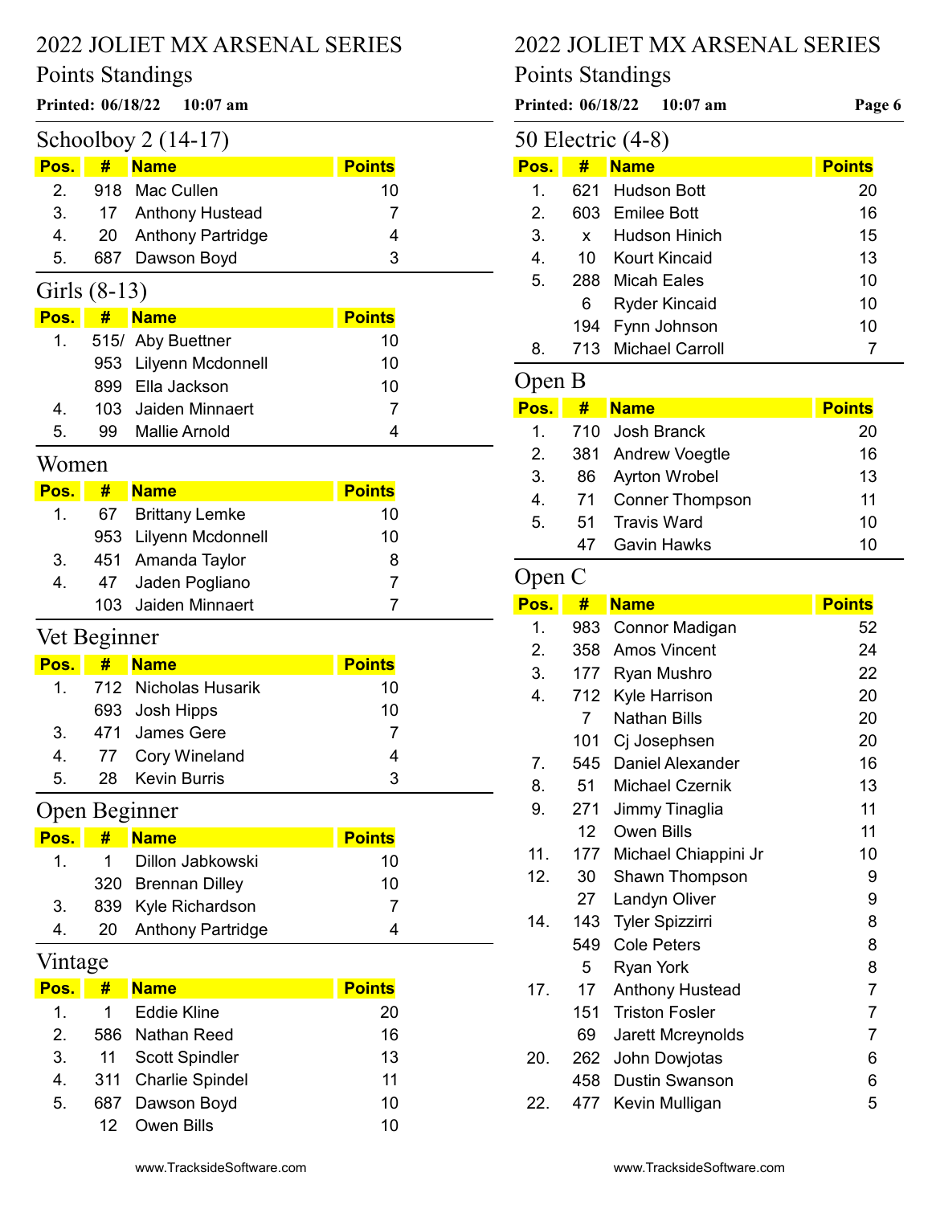# 2022 JOLIET MX ARSENAL SERIES

## Points Standings

**Printed: 06/18/22 10:07 am**

### Schoolboy 2 (14-17)

| Pos. | # | Name | Points |
|---|---|---|---|
| 2. | 918 | Mac Cullen | 10 |
| 3. | 17 | Anthony Hustead | 7 |
| 4. | 20 | Anthony Partridge | 4 |
| 5. | 687 | Dawson Boyd | 3 |

### Girls (8-13)

| Pos. | # | Name | Points |
|---|---|---|---|
| 1. | 515/ | Aby Buettner | 10 |
| | 953 | Lilyenn Mcdonnell | 10 |
| | 899 | Ella Jackson | 10 |
| 4. | 103 | Jaiden Minnaert | 7 |
| 5. | 99 | Mallie Arnold | 4 |

### Women

| Pos. | # | Name | Points |
|---|---|---|---|
| 1. | 67 | Brittany Lemke | 10 |
| | 953 | Lilyenn Mcdonnell | 10 |
| 3. | 451 | Amanda Taylor | 8 |
| 4. | 47 | Jaden Pogliano | 7 |
| | 103 | Jaiden Minnaert | 7 |

### Vet Beginner

| Pos. | # | Name | Points |
|---|---|---|---|
| 1. | 712 | Nicholas Husarik | 10 |
| | 693 | Josh Hipps | 10 |
| 3. | 471 | James Gere | 7 |
| 4. | 77 | Cory Wineland | 4 |
| 5. | 28 | Kevin Burris | 3 |

### Open Beginner

| Pos. | # | Name | Points |
|---|---|---|---|
| 1. | 1 | Dillon Jabkowski | 10 |
| | 320 | Brennan Dilley | 10 |
| 3. | 839 | Kyle Richardson | 7 |
| 4. | 20 | Anthony Partridge | 4 |

### Vintage

| Pos. | # | Name | Points |
|---|---|---|---|
| 1. | 1 | Eddie Kline | 20 |
| 2. | 586 | Nathan Reed | 16 |
| 3. | 11 | Scott Spindler | 13 |
| 4. | 311 | Charlie Spindel | 11 |
| 5. | 687 | Dawson Boyd | 10 |
| | 12 | Owen Bills | 10 |

### 50 Electric (4-8)

| Pos. | # | Name | Points |
|---|---|---|---|
| 1. | 621 | Hudson Bott | 20 |
| 2. | 603 | Emilee Bott | 16 |
| 3. | x | Hudson Hinich | 15 |
| 4. | 10 | Kourt Kincaid | 13 |
| 5. | 288 | Micah Eales | 10 |
| | 6 | Ryder Kincaid | 10 |
| | 194 | Fynn Johnson | 10 |
| 8. | 713 | Michael Carroll | 7 |

### Open B

| Pos. | # | Name | Points |
|---|---|---|---|
| 1. | 710 | Josh Branck | 20 |
| 2. | 381 | Andrew Voegtle | 16 |
| 3. | 86 | Ayrton Wrobel | 13 |
| 4. | 71 | Conner Thompson | 11 |
| 5. | 51 | Travis Ward | 10 |
| | 47 | Gavin Hawks | 10 |

### Open C

| Pos. | # | Name | Points |
|---|---|---|---|
| 1. | 983 | Connor Madigan | 52 |
| 2. | 358 | Amos Vincent | 24 |
| 3. | 177 | Ryan Mushro | 22 |
| 4. | 712 | Kyle Harrison | 20 |
| | 7 | Nathan Bills | 20 |
| | 101 | Cj Josephsen | 20 |
| 7. | 545 | Daniel Alexander | 16 |
| 8. | 51 | Michael Czernik | 13 |
| 9. | 271 | Jimmy Tinaglia | 11 |
| | 12 | Owen Bills | 11 |
| 11. | 177 | Michael Chiappini Jr | 10 |
| 12. | 30 | Shawn Thompson | 9 |
| | 27 | Landyn Oliver | 9 |
| 14. | 143 | Tyler Spizzirri | 8 |
| | 549 | Cole Peters | 8 |
| | 5 | Ryan York | 8 |
| 17. | 17 | Anthony Hustead | 7 |
| | 151 | Triston Fosler | 7 |
| | 69 | Jarett Mcreynolds | 7 |
| 20. | 262 | John Dowjotas | 6 |
| | 458 | Dustin Swanson | 6 |
| 22. | 477 | Kevin Mulligan | 5 |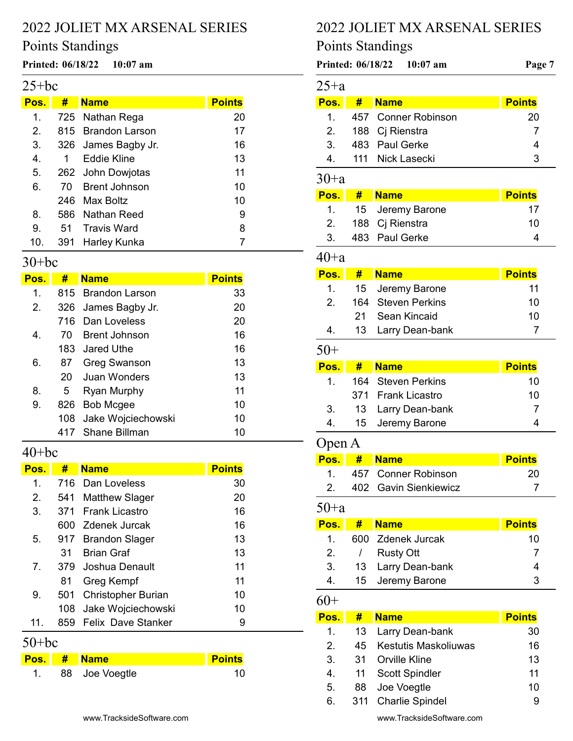# 2022 JOLIET MX ARSENAL SERIES

## Points Standings

**Printed: 06/18/22 10:07 am**

### 25+bc

| Pos. | # | Name | Points |
|---|---|---|---|
| 1. | 725 | Nathan Rega | 20 |
| 2. | 815 | Brandon Larson | 17 |
| 3. | 326 | James Bagby Jr. | 16 |
| 4. | 1 | Eddie Kline | 13 |
| 5. | 262 | John Dowjotas | 11 |
| 6. | 70 | Brent Johnson | 10 |
| | 246 | Max Boltz | 10 |
| 8. | 586 | Nathan Reed | 9 |
| 9. | 51 | Travis Ward | 8 |
| 10. | 391 | Harley Kunka | 7 |

### 30+bc

| Pos. | # | Name | Points |
|---|---|---|---|
| 1. | 815 | Brandon Larson | 33 |
| 2. | 326 | James Bagby Jr. | 20 |
| | 716 | Dan Loveless | 20 |
| 4. | 70 | Brent Johnson | 16 |
| | 183 | Jared Uthe | 16 |
| 6. | 87 | Greg Swanson | 13 |
| | 20 | Juan Wonders | 13 |
| 8. | 5 | Ryan Murphy | 11 |
| 9. | 826 | Bob Mcgee | 10 |
| | 108 | Jake Wojciechowski | 10 |
| | 417 | Shane Billman | 10 |

### 40+bc

| Pos. | # | Name | Points |
|---|---|---|---|
| 1. | 716 | Dan Loveless | 30 |
| 2. | 541 | Matthew Slager | 20 |
| 3. | 371 | Frank Licastro | 16 |
| | 600 | Zdenek Jurcak | 16 |
| 5. | 917 | Brandon Slager | 13 |
| | 31 | Brian Graf | 13 |
| 7. | 379 | Joshua Denault | 11 |
| | 81 | Greg Kempf | 11 |
| 9. | 501 | Christopher Burian | 10 |
| | 108 | Jake Wojciechowski | 10 |
| 11. | 859 | Felix Dave Stanker | 9 |

### 50+bc

| Pos. | # | Name | Points |
|---|---|---|---|
| 1. | 88 | Joe Voegtle | 10 |

### 25+a

| Pos. | # | Name | Points |
|---|---|---|---|
| 1. | 457 | Conner Robinson | 20 |
| 2. | 188 | Cj Rienstra | 7 |
| 3. | 483 | Paul Gerke | 4 |
| 4. | 111 | Nick Lasecki | 3 |

### 30+a

| Pos. | # | Name | Points |
|---|---|---|---|
| 1. | 15 | Jeremy Barone | 17 |
| 2. | 188 | Cj Rienstra | 10 |
| 3. | 483 | Paul Gerke | 4 |

### 40+a

| Pos. | # | Name | Points |
|---|---|---|---|
| 1. | 15 | Jeremy Barone | 11 |
| 2. | 164 | Steven Perkins | 10 |
| | 21 | Sean Kincaid | 10 |
| 4. | 13 | Larry Dean-bank | 7 |

### 50+

| Pos. | # | Name | Points |
|---|---|---|---|
| 1. | 164 | Steven Perkins | 10 |
| | 371 | Frank Licastro | 10 |
| 3. | 13 | Larry Dean-bank | 7 |
| 4. | 15 | Jeremy Barone | 4 |

### Open A

| Pos. | # | Name | Points |
|---|---|---|---|
| 1. | 457 | Conner Robinson | 20 |
| 2. | 402 | Gavin Sienkiewicz | 7 |

### 50+a

| Pos. | # | Name | Points |
|---|---|---|---|
| 1. | 600 | Zdenek Jurcak | 10 |
| 2. | / | Rusty Ott | 7 |
| 3. | 13 | Larry Dean-bank | 4 |
| 4. | 15 | Jeremy Barone | 3 |

### 60+

| Pos. | # | Name | Points |
|---|---|---|---|
| 1. | 13 | Larry Dean-bank | 30 |
| 2. | 45 | Kestutis Maskoliuwas | 16 |
| 3. | 31 | Orville Kline | 13 |
| 4. | 11 | Scott Spindler | 11 |
| 5. | 88 | Joe Voegtle | 10 |
| 6. | 311 | Charlie Spindel | 9 |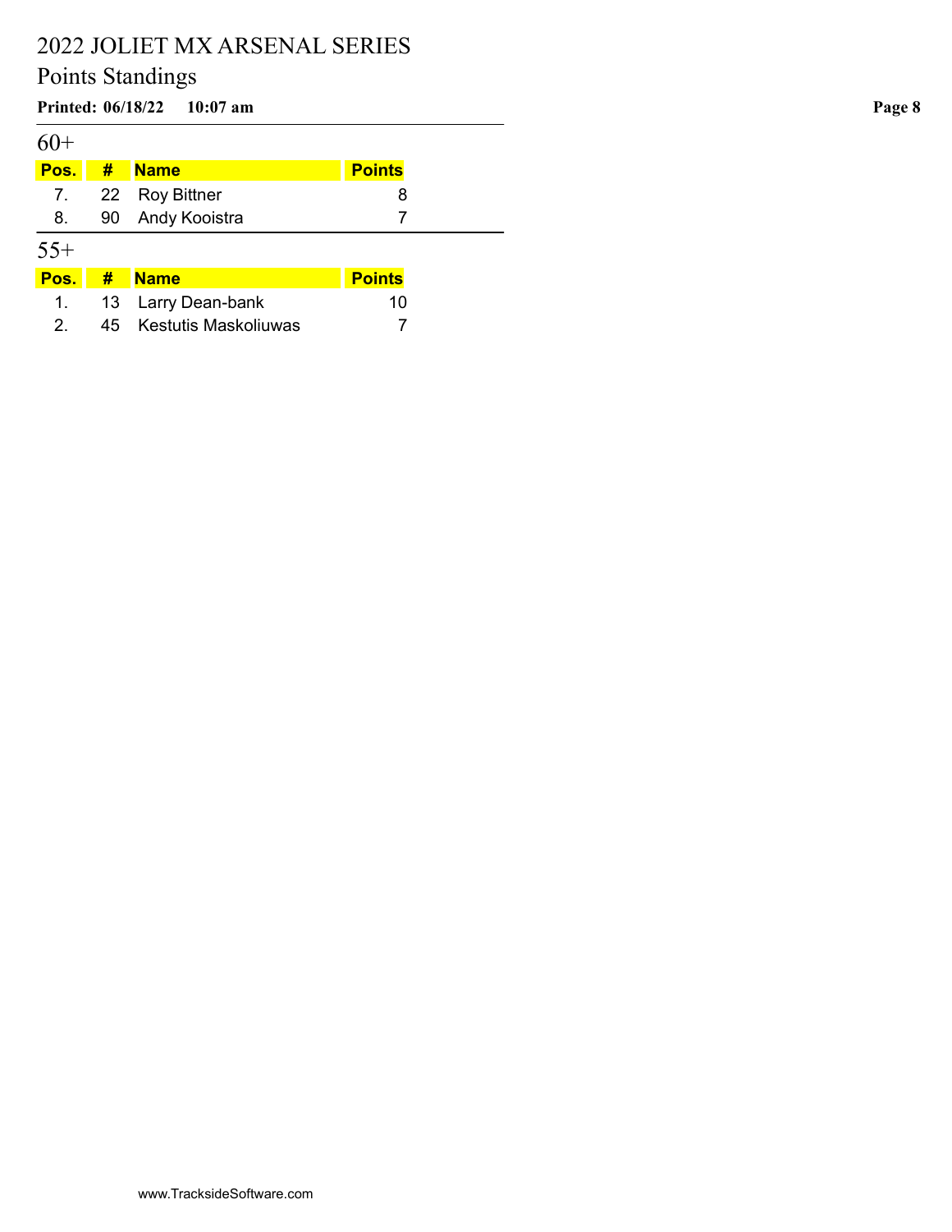# 2022 JOLIET MX ARSENAL SERIES

## Points Standings

**Printed: 06/18/22 10:07 am**

### 60+

| Pos. | # | Name | Points |
|---|---|---|---|
| 7. | 22 | Roy Bittner | 8 |
| 8. | 90 | Andy Kooistra | 7 |

### 55+

| Pos. | # | Name | Points |
|---|---|---|---|
| 1. | 13 | Larry Dean-bank | 10 |
| 2. | 45 | Kestutis Maskoliuwas | 7 |

www.TracksideSoftware.com